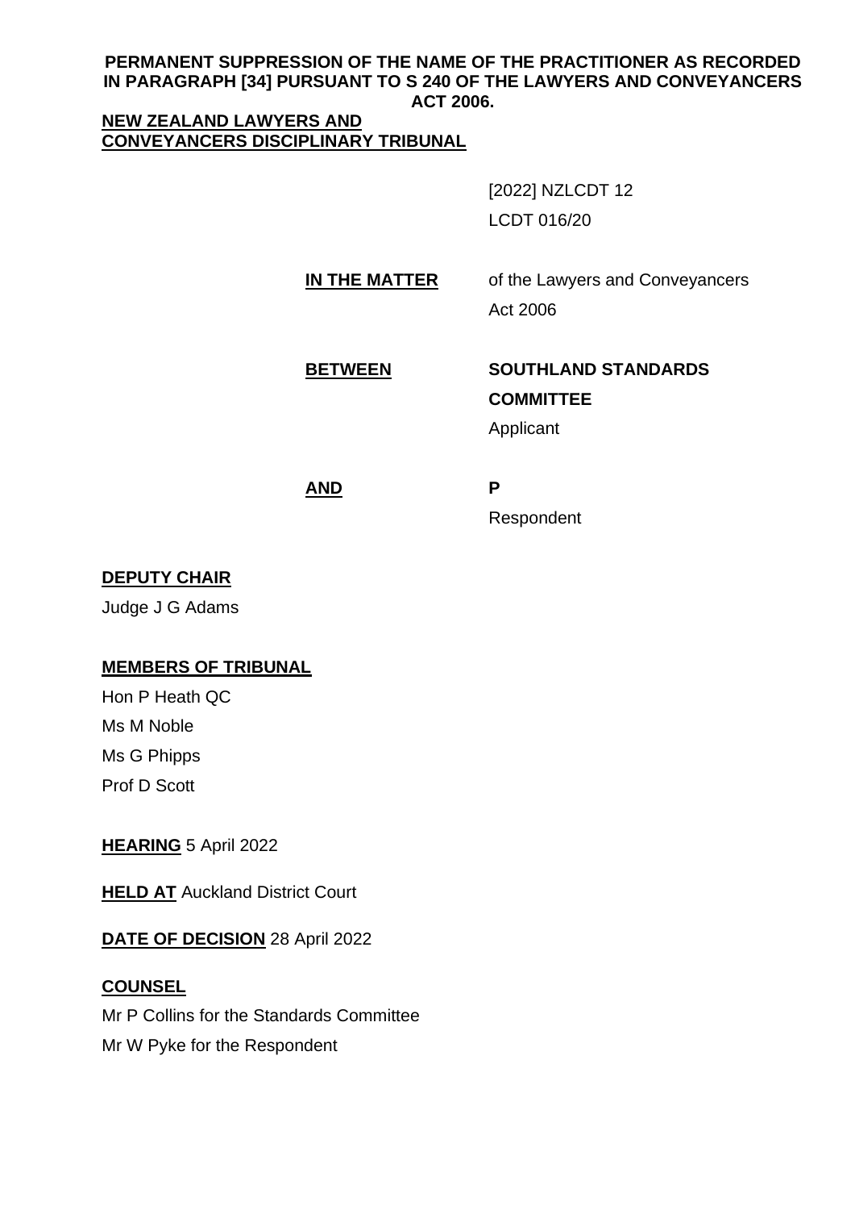**PERMANENT SUPPRESSION OF THE NAME OF THE PRACTITIONER AS RECORDED IN PARAGRAPH [34] PURSUANT TO S 240 OF THE LAWYERS AND CONVEYANCERS ACT 2006.**

**NEW ZEALAND LAWYERS AND CONVEYANCERS DISCIPLINARY TRIBUNAL**

[2022] NZLCDT 12

LCDT 016/20

**IN THE MATTER** of the Lawyers and Conveyancers Act 2006

**BETWEEN** **SOUTHLAND STANDARDS COMMITTEE**

Applicant

**AND** **P**

Respondent

**DEPUTY CHAIR**

Judge J G Adams

**MEMBERS OF TRIBUNAL**

Hon P Heath QC

Ms M Noble

Ms G Phipps

Prof D Scott

**HEARING** 5 April 2022

**HELD AT** Auckland District Court

**DATE OF DECISION** 28 April 2022

**COUNSEL**

Mr P Collins for the Standards Committee

Mr W Pyke for the Respondent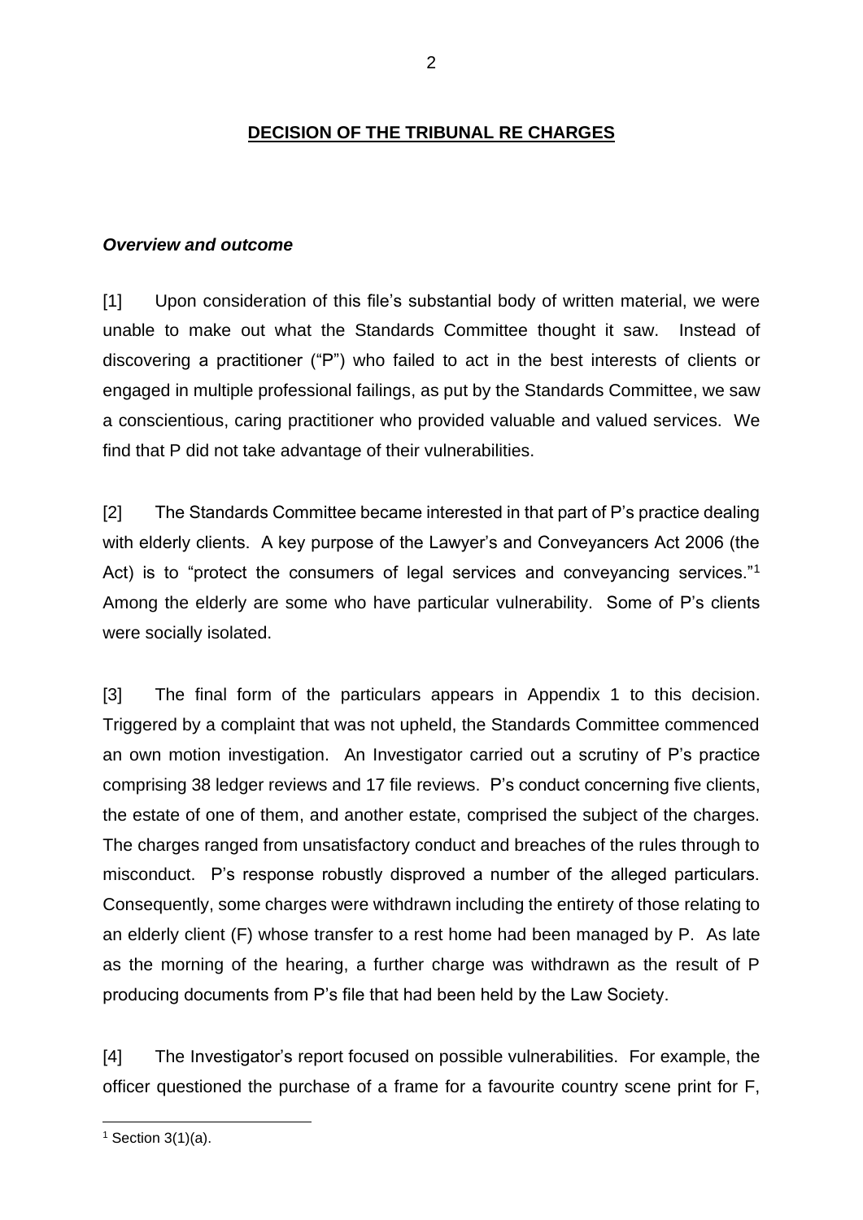**DECISION OF THE TRIBUNAL RE CHARGES**

***Overview and outcome***

[1] Upon consideration of this file's substantial body of written material, we were unable to make out what the Standards Committee thought it saw. Instead of discovering a practitioner ("P") who failed to act in the best interests of clients or engaged in multiple professional failings, as put by the Standards Committee, we saw a conscientious, caring practitioner who provided valuable and valued services. We find that P did not take advantage of their vulnerabilities.

[2] The Standards Committee became interested in that part of P's practice dealing with elderly clients. A key purpose of the Lawyer's and Conveyancers Act 2006 (the Act) is to "protect the consumers of legal services and conveyancing services."[1] Among the elderly are some who have particular vulnerability. Some of P's clients were socially isolated.

[3] The final form of the particulars appears in Appendix 1 to this decision. Triggered by a complaint that was not upheld, the Standards Committee commenced an own motion investigation. An Investigator carried out a scrutiny of P's practice comprising 38 ledger reviews and 17 file reviews. P's conduct concerning five clients, the estate of one of them, and another estate, comprised the subject of the charges. The charges ranged from unsatisfactory conduct and breaches of the rules through to misconduct. P's response robustly disproved a number of the alleged particulars. Consequently, some charges were withdrawn including the entirety of those relating to an elderly client (F) whose transfer to a rest home had been managed by P. As late as the morning of the hearing, a further charge was withdrawn as the result of P producing documents from P's file that had been held by the Law Society.

[4] The Investigator's report focused on possible vulnerabilities. For example, the officer questioned the purchase of a frame for a favourite country scene print for F,

[1] Section 3(1)(a).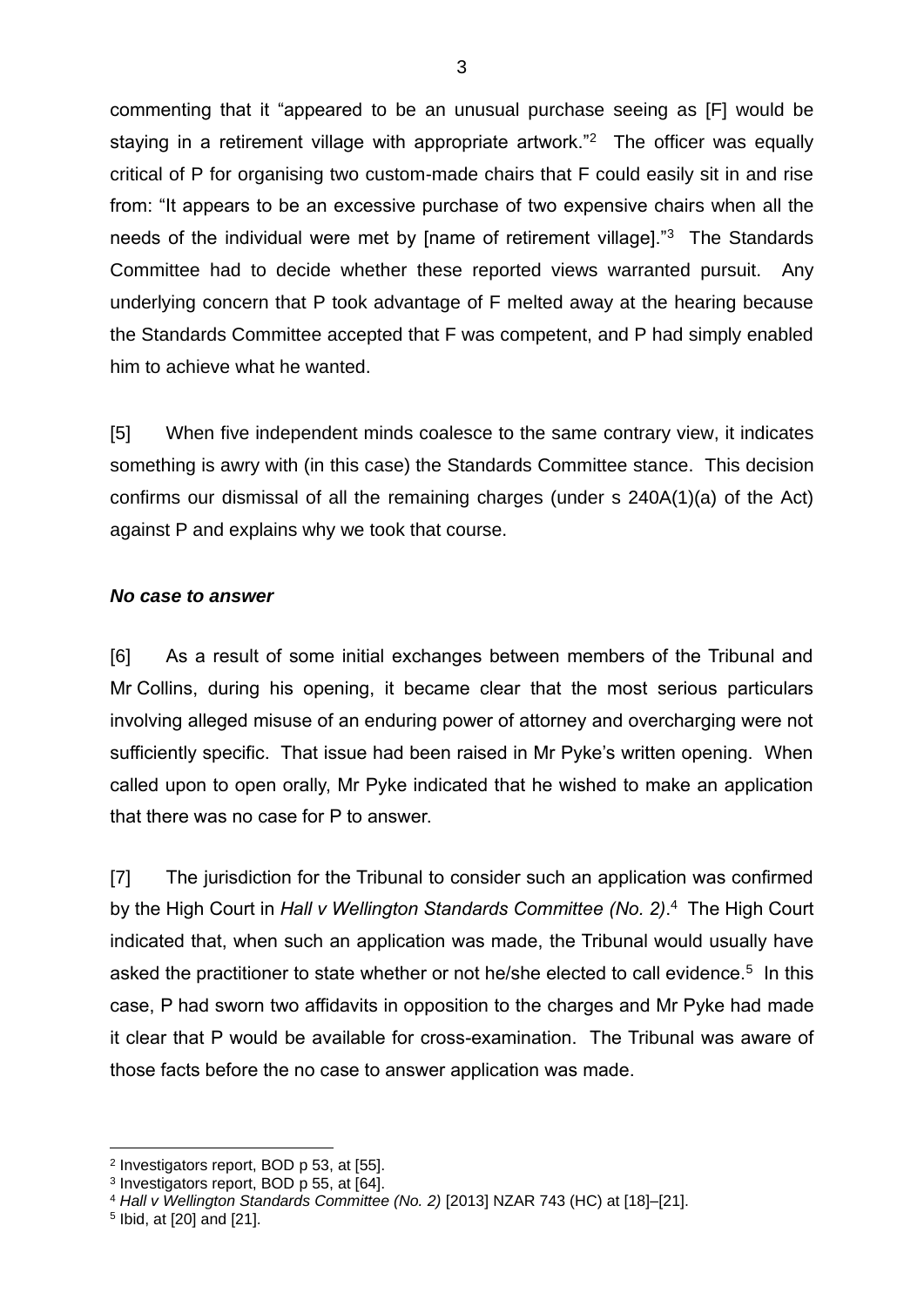commenting that it "appeared to be an unusual purchase seeing as [F] would be staying in a retirement village with appropriate artwork."[2] The officer was equally critical of P for organising two custom-made chairs that F could easily sit in and rise from: "It appears to be an excessive purchase of two expensive chairs when all the needs of the individual were met by [name of retirement village]."[3] The Standards Committee had to decide whether these reported views warranted pursuit. Any underlying concern that P took advantage of F melted away at the hearing because the Standards Committee accepted that F was competent, and P had simply enabled him to achieve what he wanted.

[5] When five independent minds coalesce to the same contrary view, it indicates something is awry with (in this case) the Standards Committee stance. This decision confirms our dismissal of all the remaining charges (under s 240A(1)(a) of the Act) against P and explains why we took that course.

***No case to answer***

[6] As a result of some initial exchanges between members of the Tribunal and Mr Collins, during his opening, it became clear that the most serious particulars involving alleged misuse of an enduring power of attorney and overcharging were not sufficiently specific. That issue had been raised in Mr Pyke's written opening. When called upon to open orally, Mr Pyke indicated that he wished to make an application that there was no case for P to answer.

[7] The jurisdiction for the Tribunal to consider such an application was confirmed by the High Court in *Hall v Wellington Standards Committee (No. 2)*.[4] The High Court indicated that, when such an application was made, the Tribunal would usually have asked the practitioner to state whether or not he/she elected to call evidence.[5] In this case, P had sworn two affidavits in opposition to the charges and Mr Pyke had made it clear that P would be available for cross-examination. The Tribunal was aware of those facts before the no case to answer application was made.

---

[2] Investigators report, BOD p 53, at [55].

[3] Investigators report, BOD p 55, at [64].

[4] *Hall v Wellington Standards Committee (No. 2)* [2013] NZAR 743 (HC) at [18]–[21].

[5] Ibid, at [20] and [21].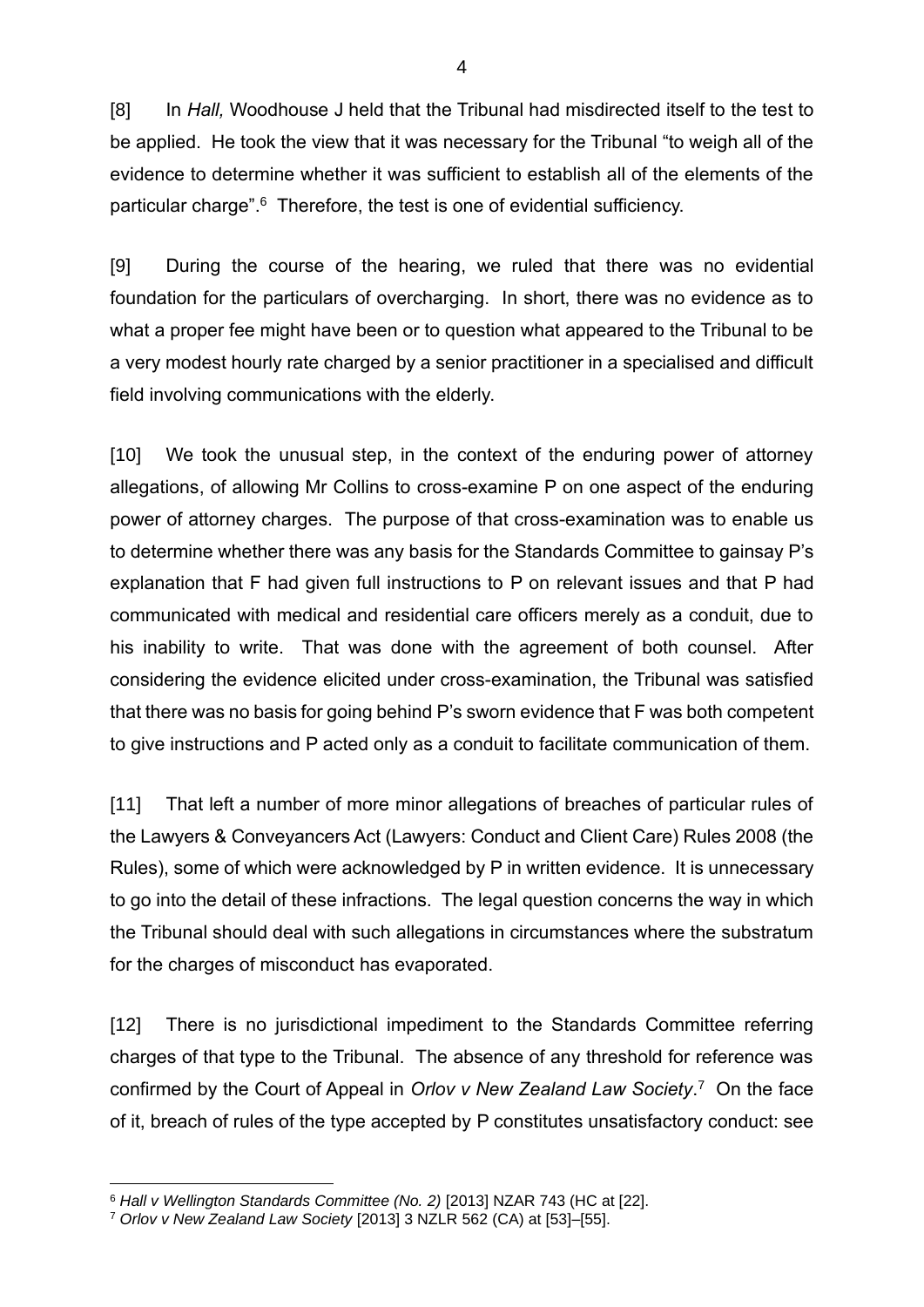[8] In *Hall,* Woodhouse J held that the Tribunal had misdirected itself to the test to be applied. He took the view that it was necessary for the Tribunal "to weigh all of the evidence to determine whether it was sufficient to establish all of the elements of the particular charge".[6] Therefore, the test is one of evidential sufficiency.

[9] During the course of the hearing, we ruled that there was no evidential foundation for the particulars of overcharging. In short, there was no evidence as to what a proper fee might have been or to question what appeared to the Tribunal to be a very modest hourly rate charged by a senior practitioner in a specialised and difficult field involving communications with the elderly.

[10] We took the unusual step, in the context of the enduring power of attorney allegations, of allowing Mr Collins to cross-examine P on one aspect of the enduring power of attorney charges. The purpose of that cross-examination was to enable us to determine whether there was any basis for the Standards Committee to gainsay P's explanation that F had given full instructions to P on relevant issues and that P had communicated with medical and residential care officers merely as a conduit, due to his inability to write. That was done with the agreement of both counsel. After considering the evidence elicited under cross-examination, the Tribunal was satisfied that there was no basis for going behind P's sworn evidence that F was both competent to give instructions and P acted only as a conduit to facilitate communication of them.

[11] That left a number of more minor allegations of breaches of particular rules of the Lawyers & Conveyancers Act (Lawyers: Conduct and Client Care) Rules 2008 (the Rules), some of which were acknowledged by P in written evidence. It is unnecessary to go into the detail of these infractions. The legal question concerns the way in which the Tribunal should deal with such allegations in circumstances where the substratum for the charges of misconduct has evaporated.

[12] There is no jurisdictional impediment to the Standards Committee referring charges of that type to the Tribunal. The absence of any threshold for reference was confirmed by the Court of Appeal in *Orlov v New Zealand Law Society*.[7] On the face of it, breach of rules of the type accepted by P constitutes unsatisfactory conduct: see

---

[6] *Hall v Wellington Standards Committee (No. 2)* [2013] NZAR 743 (HC at [22].

[7] *Orlov v New Zealand Law Society* [2013] 3 NZLR 562 (CA) at [53]–[55].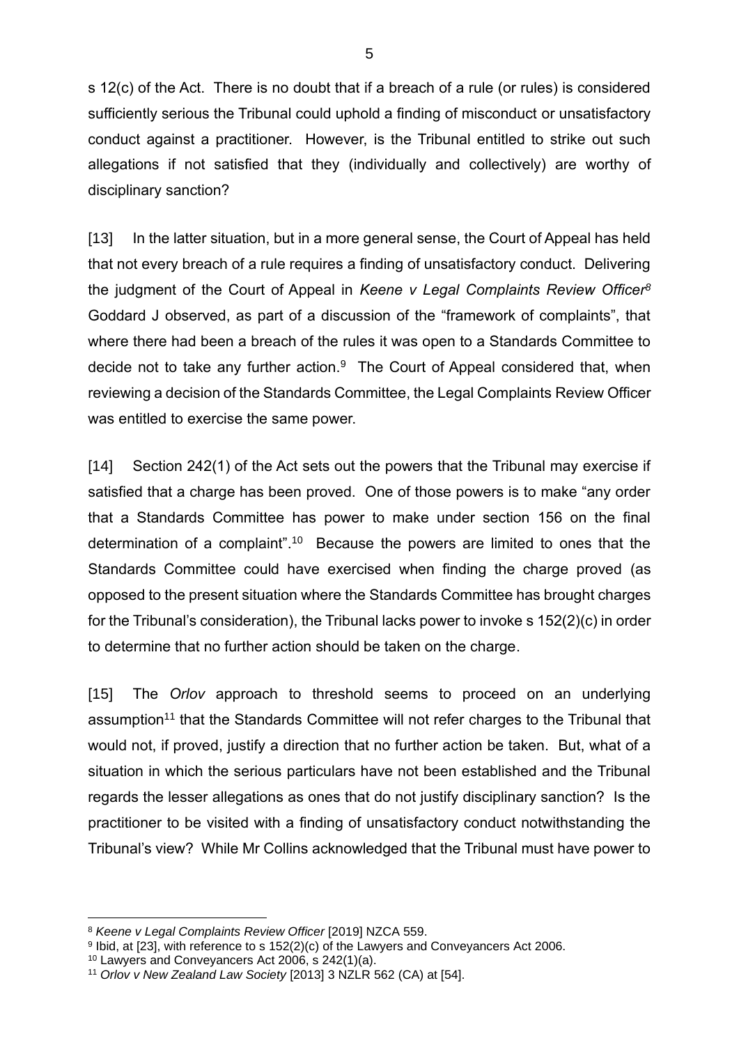s 12(c) of the Act. There is no doubt that if a breach of a rule (or rules) is considered sufficiently serious the Tribunal could uphold a finding of misconduct or unsatisfactory conduct against a practitioner. However, is the Tribunal entitled to strike out such allegations if not satisfied that they (individually and collectively) are worthy of disciplinary sanction?

[13] In the latter situation, but in a more general sense, the Court of Appeal has held that not every breach of a rule requires a finding of unsatisfactory conduct. Delivering the judgment of the Court of Appeal in *Keene v Legal Complaints Review Officer*[8] Goddard J observed, as part of a discussion of the "framework of complaints", that where there had been a breach of the rules it was open to a Standards Committee to decide not to take any further action.[9] The Court of Appeal considered that, when reviewing a decision of the Standards Committee, the Legal Complaints Review Officer was entitled to exercise the same power.

[14] Section 242(1) of the Act sets out the powers that the Tribunal may exercise if satisfied that a charge has been proved. One of those powers is to make "any order that a Standards Committee has power to make under section 156 on the final determination of a complaint".[10] Because the powers are limited to ones that the Standards Committee could have exercised when finding the charge proved (as opposed to the present situation where the Standards Committee has brought charges for the Tribunal's consideration), the Tribunal lacks power to invoke s 152(2)(c) in order to determine that no further action should be taken on the charge.

[15] The *Orlov* approach to threshold seems to proceed on an underlying assumption[11] that the Standards Committee will not refer charges to the Tribunal that would not, if proved, justify a direction that no further action be taken. But, what of a situation in which the serious particulars have not been established and the Tribunal regards the lesser allegations as ones that do not justify disciplinary sanction? Is the practitioner to be visited with a finding of unsatisfactory conduct notwithstanding the Tribunal's view? While Mr Collins acknowledged that the Tribunal must have power to

---

[8] *Keene v Legal Complaints Review Officer* [2019] NZCA 559.

[9] Ibid, at [23], with reference to s 152(2)(c) of the Lawyers and Conveyancers Act 2006.

[10] Lawyers and Conveyancers Act 2006, s 242(1)(a).

[11] *Orlov v New Zealand Law Society* [2013] 3 NZLR 562 (CA) at [54].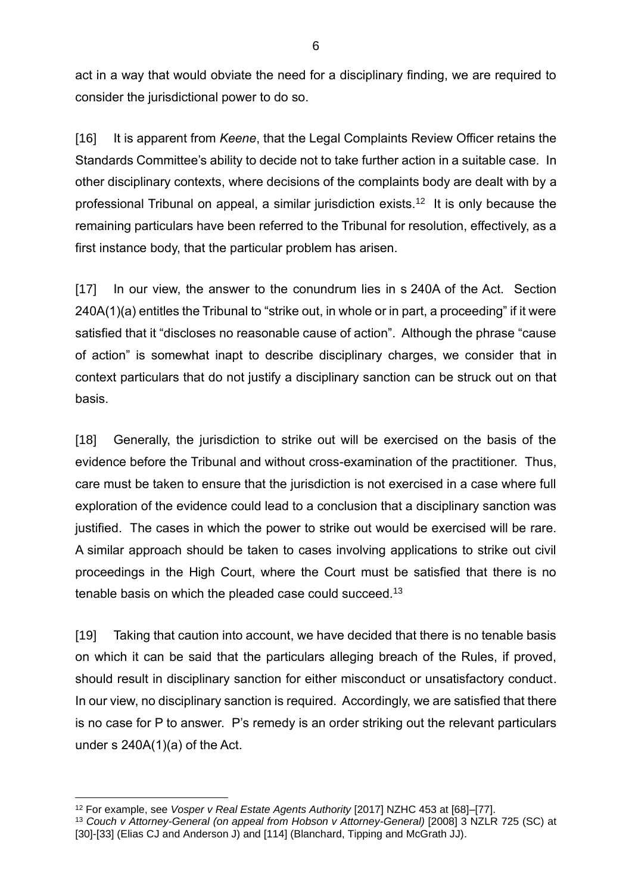act in a way that would obviate the need for a disciplinary finding, we are required to consider the jurisdictional power to do so.

[16] It is apparent from *Keene*, that the Legal Complaints Review Officer retains the Standards Committee's ability to decide not to take further action in a suitable case. In other disciplinary contexts, where decisions of the complaints body are dealt with by a professional Tribunal on appeal, a similar jurisdiction exists.[12] It is only because the remaining particulars have been referred to the Tribunal for resolution, effectively, as a first instance body, that the particular problem has arisen.

[17] In our view, the answer to the conundrum lies in s 240A of the Act. Section 240A(1)(a) entitles the Tribunal to "strike out, in whole or in part, a proceeding" if it were satisfied that it "discloses no reasonable cause of action". Although the phrase "cause of action" is somewhat inapt to describe disciplinary charges, we consider that in context particulars that do not justify a disciplinary sanction can be struck out on that basis.

[18] Generally, the jurisdiction to strike out will be exercised on the basis of the evidence before the Tribunal and without cross-examination of the practitioner. Thus, care must be taken to ensure that the jurisdiction is not exercised in a case where full exploration of the evidence could lead to a conclusion that a disciplinary sanction was justified. The cases in which the power to strike out would be exercised will be rare. A similar approach should be taken to cases involving applications to strike out civil proceedings in the High Court, where the Court must be satisfied that there is no tenable basis on which the pleaded case could succeed.[13]

[19] Taking that caution into account, we have decided that there is no tenable basis on which it can be said that the particulars alleging breach of the Rules, if proved, should result in disciplinary sanction for either misconduct or unsatisfactory conduct. In our view, no disciplinary sanction is required. Accordingly, we are satisfied that there is no case for P to answer. P's remedy is an order striking out the relevant particulars under s 240A(1)(a) of the Act.

---

[12] For example, see *Vosper v Real Estate Agents Authority* [2017] NZHC 453 at [68]–[77].

[13] *Couch v Attorney-General (on appeal from Hobson v Attorney-General)* [2008] 3 NZLR 725 (SC) at [30]-[33] (Elias CJ and Anderson J) and [114] (Blanchard, Tipping and McGrath JJ).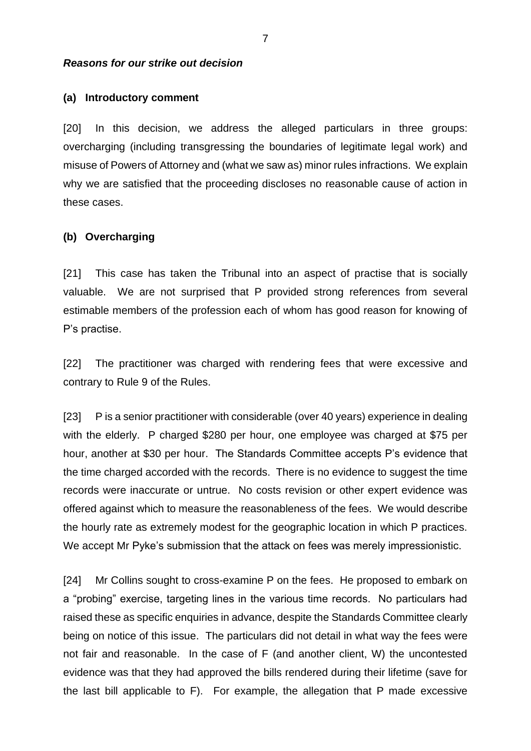***Reasons for our strike out decision***

**(a) Introductory comment**

[20] In this decision, we address the alleged particulars in three groups: overcharging (including transgressing the boundaries of legitimate legal work) and misuse of Powers of Attorney and (what we saw as) minor rules infractions. We explain why we are satisfied that the proceeding discloses no reasonable cause of action in these cases.

**(b) Overcharging**

[21] This case has taken the Tribunal into an aspect of practise that is socially valuable. We are not surprised that P provided strong references from several estimable members of the profession each of whom has good reason for knowing of P's practise.

[22] The practitioner was charged with rendering fees that were excessive and contrary to Rule 9 of the Rules.

[23] P is a senior practitioner with considerable (over 40 years) experience in dealing with the elderly. P charged $280 per hour, one employee was charged at $75 per hour, another at $30 per hour. The Standards Committee accepts P's evidence that the time charged accorded with the records. There is no evidence to suggest the time records were inaccurate or untrue. No costs revision or other expert evidence was offered against which to measure the reasonableness of the fees. We would describe the hourly rate as extremely modest for the geographic location in which P practices. We accept Mr Pyke's submission that the attack on fees was merely impressionistic.

[24] Mr Collins sought to cross-examine P on the fees. He proposed to embark on a "probing" exercise, targeting lines in the various time records. No particulars had raised these as specific enquiries in advance, despite the Standards Committee clearly being on notice of this issue. The particulars did not detail in what way the fees were not fair and reasonable. In the case of F (and another client, W) the uncontested evidence was that they had approved the bills rendered during their lifetime (save for the last bill applicable to F). For example, the allegation that P made excessive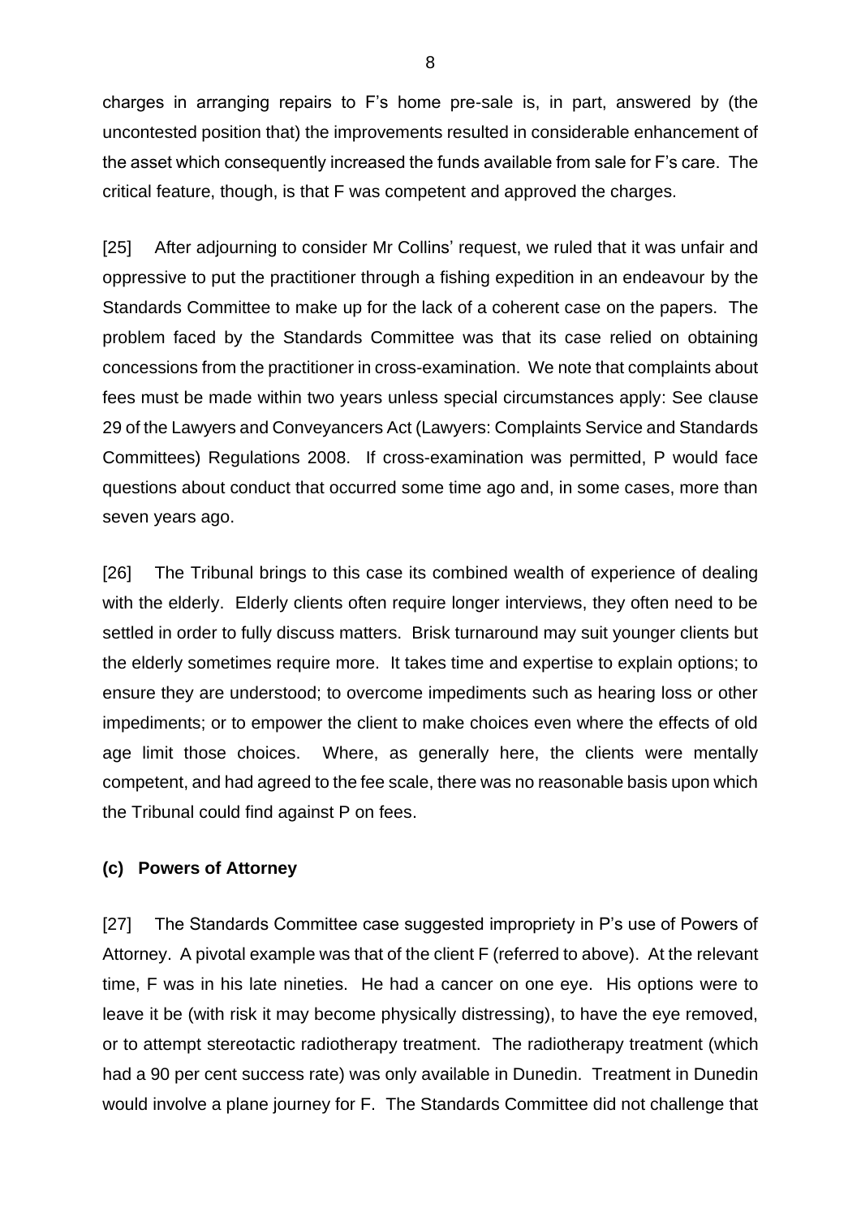charges in arranging repairs to F's home pre-sale is, in part, answered by (the uncontested position that) the improvements resulted in considerable enhancement of the asset which consequently increased the funds available from sale for F's care. The critical feature, though, is that F was competent and approved the charges.

[25] After adjourning to consider Mr Collins' request, we ruled that it was unfair and oppressive to put the practitioner through a fishing expedition in an endeavour by the Standards Committee to make up for the lack of a coherent case on the papers. The problem faced by the Standards Committee was that its case relied on obtaining concessions from the practitioner in cross-examination. We note that complaints about fees must be made within two years unless special circumstances apply: See clause 29 of the Lawyers and Conveyancers Act (Lawyers: Complaints Service and Standards Committees) Regulations 2008. If cross-examination was permitted, P would face questions about conduct that occurred some time ago and, in some cases, more than seven years ago.

[26] The Tribunal brings to this case its combined wealth of experience of dealing with the elderly. Elderly clients often require longer interviews, they often need to be settled in order to fully discuss matters. Brisk turnaround may suit younger clients but the elderly sometimes require more. It takes time and expertise to explain options; to ensure they are understood; to overcome impediments such as hearing loss or other impediments; or to empower the client to make choices even where the effects of old age limit those choices. Where, as generally here, the clients were mentally competent, and had agreed to the fee scale, there was no reasonable basis upon which the Tribunal could find against P on fees.

### (c) Powers of Attorney

[27] The Standards Committee case suggested impropriety in P's use of Powers of Attorney. A pivotal example was that of the client F (referred to above). At the relevant time, F was in his late nineties. He had a cancer on one eye. His options were to leave it be (with risk it may become physically distressing), to have the eye removed, or to attempt stereotactic radiotherapy treatment. The radiotherapy treatment (which had a 90 per cent success rate) was only available in Dunedin. Treatment in Dunedin would involve a plane journey for F. The Standards Committee did not challenge that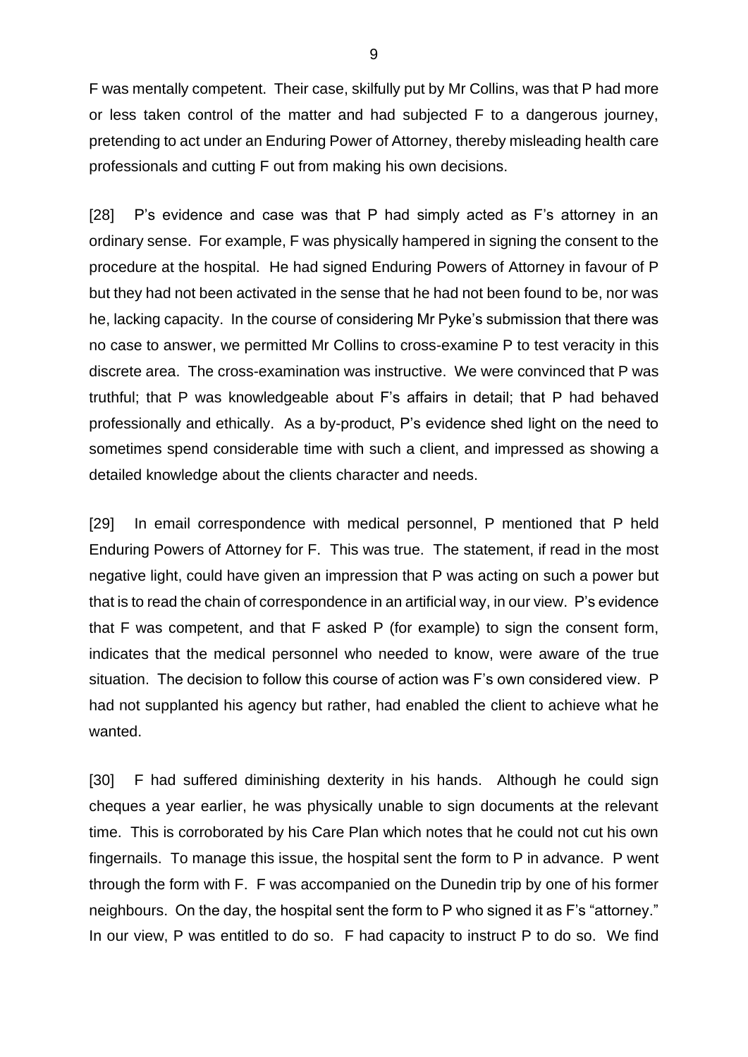F was mentally competent. Their case, skilfully put by Mr Collins, was that P had more or less taken control of the matter and had subjected F to a dangerous journey, pretending to act under an Enduring Power of Attorney, thereby misleading health care professionals and cutting F out from making his own decisions.

[28] P's evidence and case was that P had simply acted as F's attorney in an ordinary sense. For example, F was physically hampered in signing the consent to the procedure at the hospital. He had signed Enduring Powers of Attorney in favour of P but they had not been activated in the sense that he had not been found to be, nor was he, lacking capacity. In the course of considering Mr Pyke's submission that there was no case to answer, we permitted Mr Collins to cross-examine P to test veracity in this discrete area. The cross-examination was instructive. We were convinced that P was truthful; that P was knowledgeable about F's affairs in detail; that P had behaved professionally and ethically. As a by-product, P's evidence shed light on the need to sometimes spend considerable time with such a client, and impressed as showing a detailed knowledge about the clients character and needs.

[29] In email correspondence with medical personnel, P mentioned that P held Enduring Powers of Attorney for F. This was true. The statement, if read in the most negative light, could have given an impression that P was acting on such a power but that is to read the chain of correspondence in an artificial way, in our view. P's evidence that F was competent, and that F asked P (for example) to sign the consent form, indicates that the medical personnel who needed to know, were aware of the true situation. The decision to follow this course of action was F's own considered view. P had not supplanted his agency but rather, had enabled the client to achieve what he wanted.

[30] F had suffered diminishing dexterity in his hands. Although he could sign cheques a year earlier, he was physically unable to sign documents at the relevant time. This is corroborated by his Care Plan which notes that he could not cut his own fingernails. To manage this issue, the hospital sent the form to P in advance. P went through the form with F. F was accompanied on the Dunedin trip by one of his former neighbours. On the day, the hospital sent the form to P who signed it as F's "attorney." In our view, P was entitled to do so. F had capacity to instruct P to do so. We find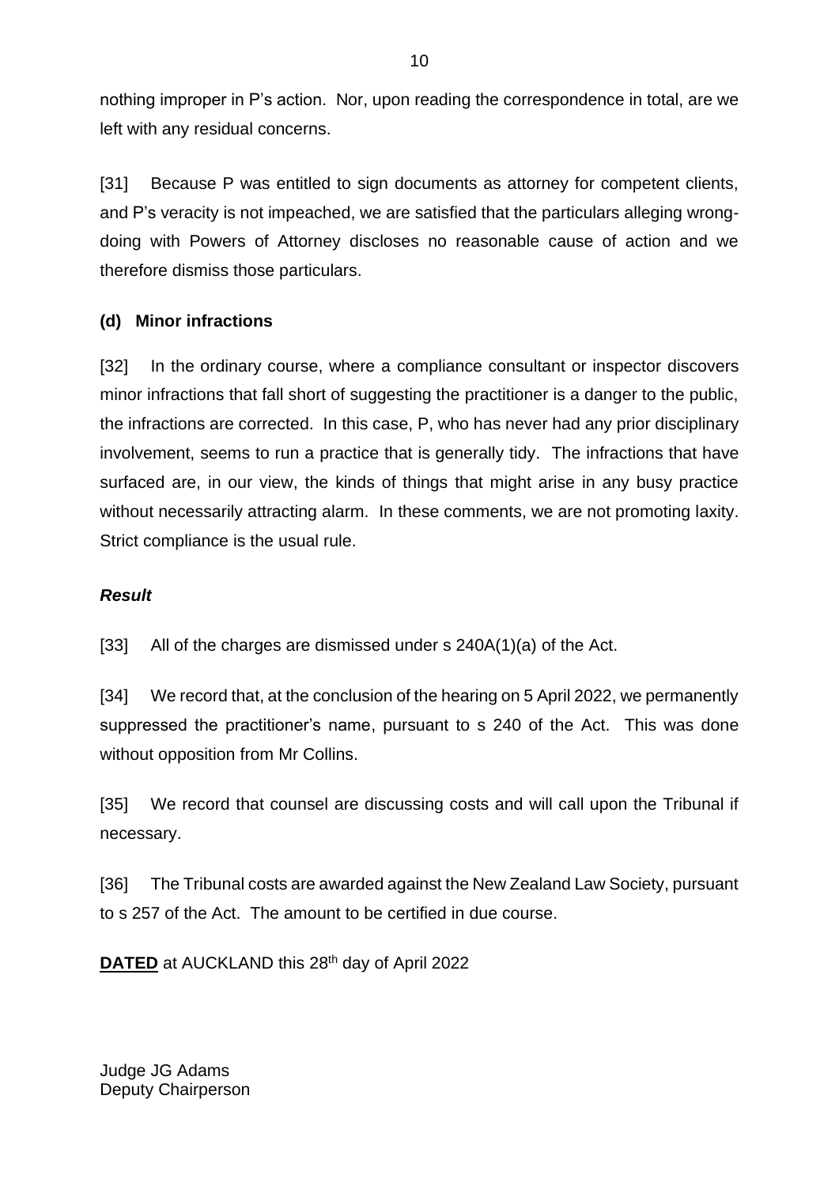nothing improper in P's action. Nor, upon reading the correspondence in total, are we left with any residual concerns.

[31] Because P was entitled to sign documents as attorney for competent clients, and P's veracity is not impeached, we are satisfied that the particulars alleging wrong-doing with Powers of Attorney discloses no reasonable cause of action and we therefore dismiss those particulars.

**(d) Minor infractions**

[32] In the ordinary course, where a compliance consultant or inspector discovers minor infractions that fall short of suggesting the practitioner is a danger to the public, the infractions are corrected. In this case, P, who has never had any prior disciplinary involvement, seems to run a practice that is generally tidy. The infractions that have surfaced are, in our view, the kinds of things that might arise in any busy practice without necessarily attracting alarm. In these comments, we are not promoting laxity. Strict compliance is the usual rule.

***Result***

[33] All of the charges are dismissed under s 240A(1)(a) of the Act.

[34] We record that, at the conclusion of the hearing on 5 April 2022, we permanently suppressed the practitioner's name, pursuant to s 240 of the Act. This was done without opposition from Mr Collins.

[35] We record that counsel are discussing costs and will call upon the Tribunal if necessary.

[36] The Tribunal costs are awarded against the New Zealand Law Society, pursuant to s 257 of the Act. The amount to be certified in due course.

**DATED** at AUCKLAND this 28th day of April 2022

Judge JG Adams
Deputy Chairperson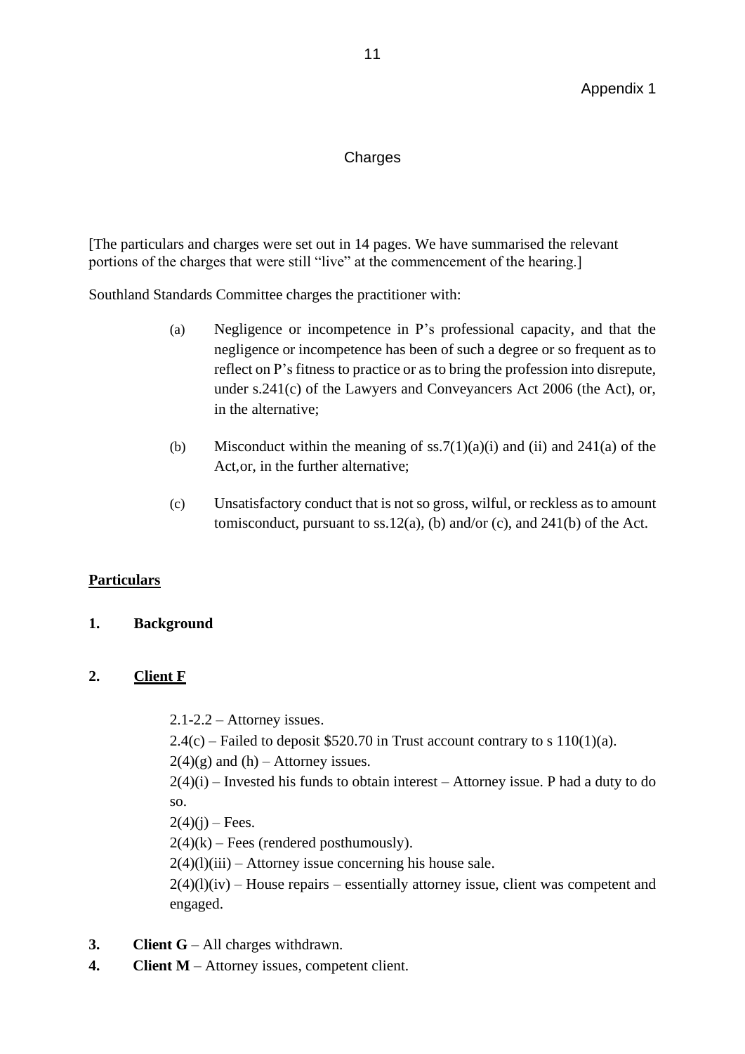Appendix 1

Charges

[The particulars and charges were set out in 14 pages. We have summarised the relevant portions of the charges that were still "live" at the commencement of the hearing.]

Southland Standards Committee charges the practitioner with:

(a) Negligence or incompetence in P's professional capacity, and that the negligence or incompetence has been of such a degree or so frequent as to reflect on P's fitness to practice or as to bring the profession into disrepute, under s.241(c) of the Lawyers and Conveyancers Act 2006 (the Act), or, in the alternative;

(b) Misconduct within the meaning of ss.7(1)(a)(i) and (ii) and 241(a) of the Act,or, in the further alternative;

(c) Unsatisfactory conduct that is not so gross, wilful, or reckless as to amount tomisconduct, pursuant to ss.12(a), (b) and/or (c), and 241(b) of the Act.

**Particulars**

**1. Background**

**2. Client F**

2.1-2.2 – Attorney issues.
2.4(c) – Failed to deposit $520.70 in Trust account contrary to s 110(1)(a).
2(4)(g) and (h) – Attorney issues.
2(4)(i) – Invested his funds to obtain interest – Attorney issue. P had a duty to do so.
2(4)(j) – Fees.
2(4)(k) – Fees (rendered posthumously).
2(4)(l)(iii) – Attorney issue concerning his house sale.
2(4)(l)(iv) – House repairs – essentially attorney issue, client was competent and engaged.

**3. Client G** – All charges withdrawn.

**4. Client M** – Attorney issues, competent client.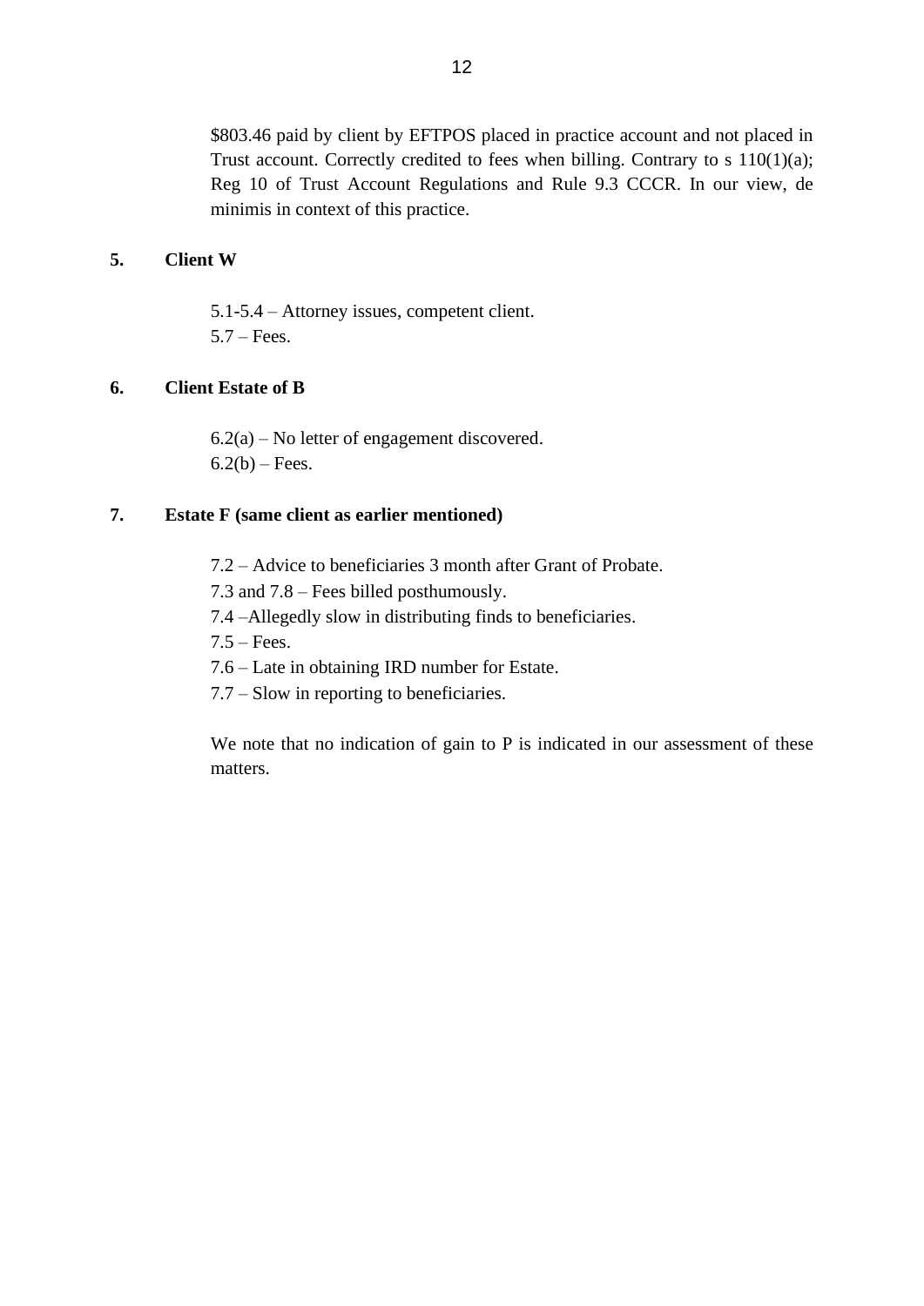$803.46 paid by client by EFTPOS placed in practice account and not placed in Trust account. Correctly credited to fees when billing. Contrary to s 110(1)(a); Reg 10 of Trust Account Regulations and Rule 9.3 CCCR. In our view, de minimis in context of this practice.

**5. Client W**

5.1-5.4 – Attorney issues, competent client.
5.7 – Fees.

**6. Client Estate of B**

6.2(a) – No letter of engagement discovered.
6.2(b) – Fees.

**7. Estate F (same client as earlier mentioned)**

7.2 – Advice to beneficiaries 3 month after Grant of Probate.
7.3 and 7.8 – Fees billed posthumously.
7.4 –Allegedly slow in distributing finds to beneficiaries.
7.5 – Fees.
7.6 – Late in obtaining IRD number for Estate.
7.7 – Slow in reporting to beneficiaries.

We note that no indication of gain to P is indicated in our assessment of these matters.